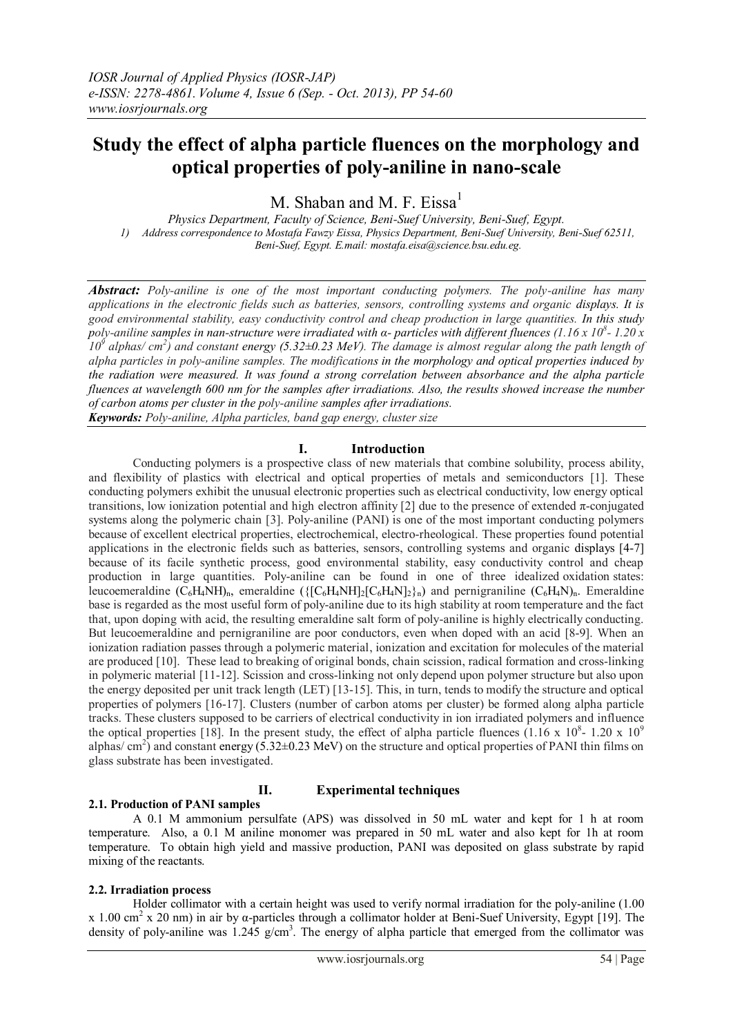# Study the effect of alpha particle fluences on the morphology and optical properties of poly-aniline in nano-scale

M. Shaban and M. F. Eissa[1]

*Physics Department, Faculty of Science, Beni-Suef University, Beni-Suef, Egypt.*

*1) Address correspondence to Mostafa Fawzy Eissa, Physics Department, Beni-Suef University, Beni-Suef 62511, Beni-Suef, Egypt. E.mail: mostafa.eisa@science.bsu.edu.eg.*

***Abstract:*** *Poly-aniline is one of the most important conducting polymers. The poly-aniline has many applications in the electronic fields such as batteries, sensors, controlling systems and organic displays. It is good environmental stability, easy conductivity control and cheap production in large quantities. In this study poly-aniline samples in nan-structure were irradiated with α- particles with different fluences ($1.16 \times 10^8$- $1.20 \times 10^9$ alphas/ $cm^2$) and constant energy (5.32±0.23 MeV). The damage is almost regular along the path length of alpha particles in poly-aniline samples. The modifications in the morphology and optical properties induced by the radiation were measured. It was found a strong correlation between absorbance and the alpha particle fluences at wavelength 600 nm for the samples after irradiations. Also, the results showed increase the number of carbon atoms per cluster in the poly-aniline samples after irradiations.*

***Keywords:*** *Poly-aniline, Alpha particles, band gap energy, cluster size*

## I. Introduction

Conducting polymers is a prospective class of new materials that combine solubility, process ability, and flexibility of plastics with electrical and optical properties of metals and semiconductors [1]. These conducting polymers exhibit the unusual electronic properties such as electrical conductivity, low energy optical transitions, low ionization potential and high electron affinity [2] due to the presence of extended π-conjugated systems along the polymeric chain [3]. Poly-aniline (PANI) is one of the most important conducting polymers because of excellent electrical properties, electrochemical, electro-rheological. These properties found potential applications in the electronic fields such as batteries, sensors, controlling systems and organic displays [4-7] because of its facile synthetic process, good environmental stability, easy conductivity control and cheap production in large quantities. Poly-aniline can be found in one of three idealized oxidation states: leucoemeraldine $(C_6H_4NH)_n$, emeraldine $(\{[C_6H_4NH]_2[C_6H_4N]_2\}_n)$ and pernigraniline $(C_6H_4N)_n$. Emeraldine base is regarded as the most useful form of poly-aniline due to its high stability at room temperature and the fact that, upon doping with acid, the resulting emeraldine salt form of poly-aniline is highly electrically conducting. But leucoemeraldine and pernigraniline are poor conductors, even when doped with an acid [8-9]. When an ionization radiation passes through a polymeric material, ionization and excitation for molecules of the material are produced [10]. These lead to breaking of original bonds, chain scission, radical formation and cross-linking in polymeric material [11-12]. Scission and cross-linking not only depend upon polymer structure but also upon the energy deposited per unit track length (LET) [13-15]. This, in turn, tends to modify the structure and optical properties of polymers [16-17]. Clusters (number of carbon atoms per cluster) be formed along alpha particle tracks. These clusters supposed to be carriers of electrical conductivity in ion irradiated polymers and influence the optical properties [18]. In the present study, the effect of alpha particle fluences ($1.16 \times 10^8$- $1.20 \times 10^9$ alphas/ $cm^2$) and constant energy (5.32±0.23 MeV) on the structure and optical properties of PANI thin films on glass substrate has been investigated.

## II. Experimental techniques

### 2.1. Production of PANI samples

A 0.1 M ammonium persulfate (APS) was dissolved in 50 mL water and kept for 1 h at room temperature. Also, a 0.1 M aniline monomer was prepared in 50 mL water and also kept for 1h at room temperature. To obtain high yield and massive production, PANI was deposited on glass substrate by rapid mixing of the reactants.

### 2.2. Irradiation process

Holder collimator with a certain height was used to verify normal irradiation for the poly-aniline ($1.00 \times 1.00$ $cm^2$ x 20 nm) in air by α-particles through a collimator holder at Beni-Suef University, Egypt [19]. The density of poly-aniline was 1.245 g/$cm^3$. The energy of alpha particle that emerged from the collimator was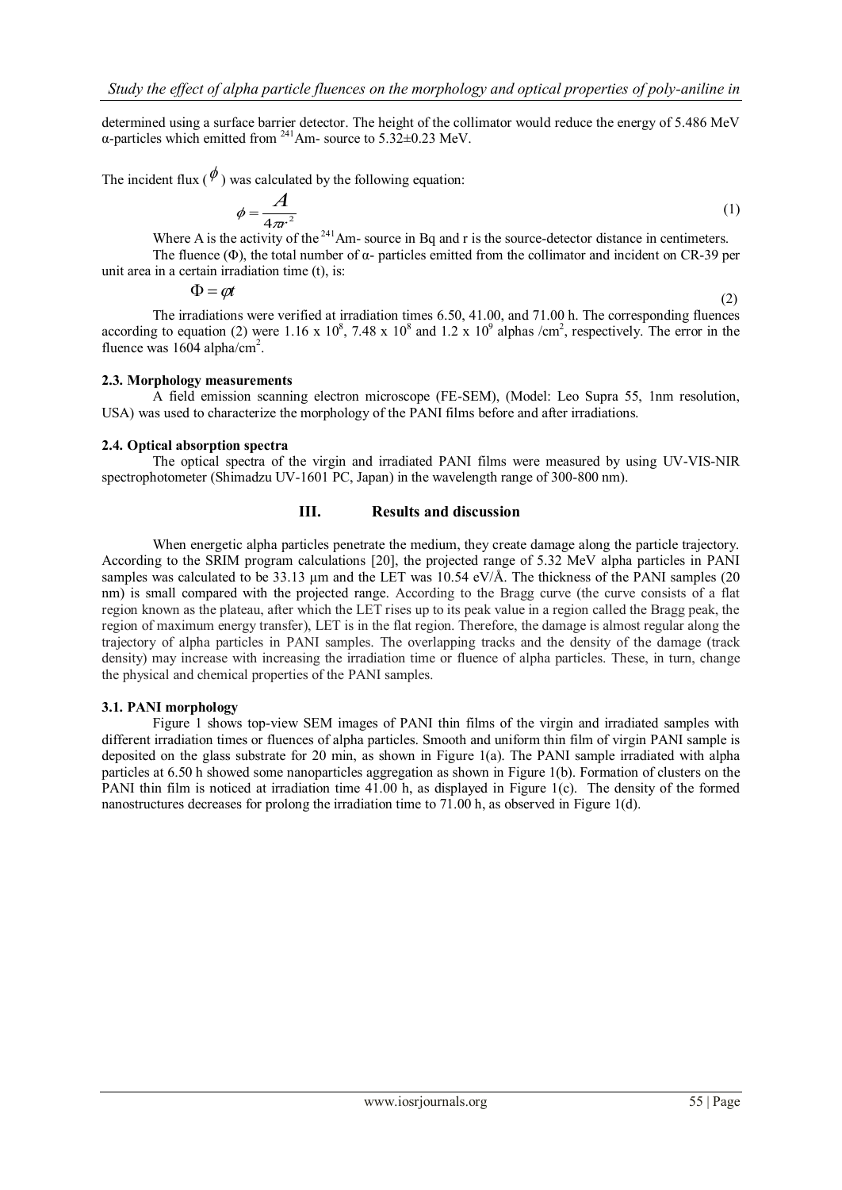determined using a surface barrier detector. The height of the collimator would reduce the energy of 5.486 MeV α-particles which emitted from $^{241}$Am- source to 5.32±0.23 MeV.

The incident flux ($\phi$) was calculated by the following equation:

$$\phi = \frac{A}{4\pi r^2} \tag{1}$$

Where A is the activity of the $^{241}$Am- source in Bq and r is the source-detector distance in centimeters.

The fluence (Φ), the total number of α- particles emitted from the collimator and incident on CR-39 per unit area in a certain irradiation time (t), is:

$$\Phi = \varphi t \tag{2}$$

The irradiations were verified at irradiation times 6.50, 41.00, and 71.00 h. The corresponding fluences according to equation (2) were 1.16 x $10^8$, 7.48 x $10^8$ and 1.2 x $10^9$ alphas /cm$^2$, respectively. The error in the fluence was 1604 alpha/cm$^2$.

### 2.3. Morphology measurements

A field emission scanning electron microscope (FE-SEM), (Model: Leo Supra 55, 1nm resolution, USA) was used to characterize the morphology of the PANI films before and after irradiations.

### 2.4. Optical absorption spectra

The optical spectra of the virgin and irradiated PANI films were measured by using UV-VIS-NIR spectrophotometer (Shimadzu UV-1601 PC, Japan) in the wavelength range of 300-800 nm).

## III. Results and discussion

When energetic alpha particles penetrate the medium, they create damage along the particle trajectory. According to the SRIM program calculations [20], the projected range of 5.32 MeV alpha particles in PANI samples was calculated to be 33.13 µm and the LET was 10.54 eV/Å. The thickness of the PANI samples (20 nm) is small compared with the projected range. According to the Bragg curve (the curve consists of a flat region known as the plateau, after which the LET rises up to its peak value in a region called the Bragg peak, the region of maximum energy transfer), LET is in the flat region. Therefore, the damage is almost regular along the trajectory of alpha particles in PANI samples. The overlapping tracks and the density of the damage (track density) may increase with increasing the irradiation time or fluence of alpha particles. These, in turn, change the physical and chemical properties of the PANI samples.

### 3.1. PANI morphology

Figure 1 shows top-view SEM images of PANI thin films of the virgin and irradiated samples with different irradiation times or fluences of alpha particles. Smooth and uniform thin film of virgin PANI sample is deposited on the glass substrate for 20 min, as shown in Figure 1(a). The PANI sample irradiated with alpha particles at 6.50 h showed some nanoparticles aggregation as shown in Figure 1(b). Formation of clusters on the PANI thin film is noticed at irradiation time 41.00 h, as displayed in Figure 1(c). The density of the formed nanostructures decreases for prolong the irradiation time to 71.00 h, as observed in Figure 1(d).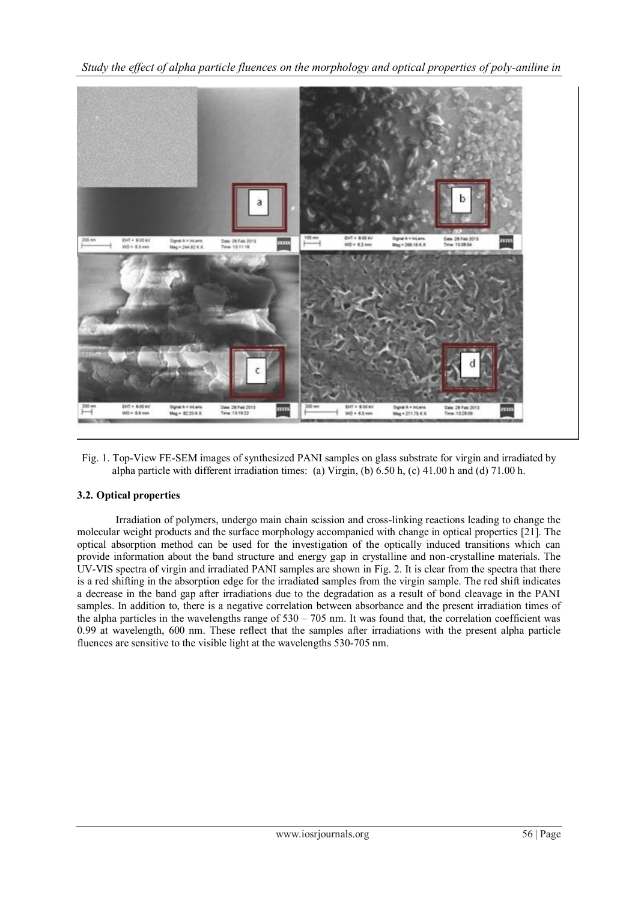Fig. 1. Top-View FE-SEM images of synthesized PANI samples on glass substrate for virgin and irradiated by alpha particle with different irradiation times: (a) Virgin, (b) 6.50 h, (c) 41.00 h and (d) 71.00 h.

### 3.2. Optical properties

Irradiation of polymers, undergo main chain scission and cross-linking reactions leading to change the molecular weight products and the surface morphology accompanied with change in optical properties [21]. The optical absorption method can be used for the investigation of the optically induced transitions which can provide information about the band structure and energy gap in crystalline and non-crystalline materials. The UV-VIS spectra of virgin and irradiated PANI samples are shown in Fig. 2. It is clear from the spectra that there is a red shifting in the absorption edge for the irradiated samples from the virgin sample. The red shift indicates a decrease in the band gap after irradiations due to the degradation as a result of bond cleavage in the PANI samples. In addition to, there is a negative correlation between absorbance and the present irradiation times of the alpha particles in the wavelengths range of 530 – 705 nm. It was found that, the correlation coefficient was 0.99 at wavelength, 600 nm. These reflect that the samples after irradiations with the present alpha particle fluences are sensitive to the visible light at the wavelengths 530-705 nm.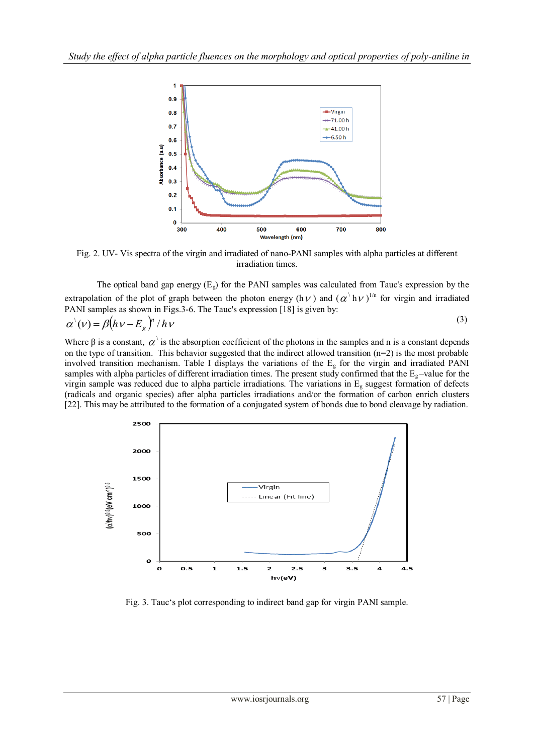Fig. 2. UV- Vis spectra of the virgin and irradiated of nano-PANI samples with alpha particles at different irradiation times.

The optical band gap energy ($E_g$) for the PANI samples was calculated from Tauc's expression by the extrapolation of the plot of graph between the photon energy ($h\nu$) and $(\alpha^{\backslash} h\nu)^{1/n}$ for virgin and irradiated PANI samples as shown in Figs.3-6. The Tauc's expression [18] is given by:

$$\alpha^{\backslash}(\nu) = \beta(h\nu - E_g)^n / h\nu \tag{3}$$

Where β is a constant, $\alpha^{\backslash}$ is the absorption coefficient of the photons in the samples and n is a constant depends on the type of transition. This behavior suggested that the indirect allowed transition (n=2) is the most probable involved transition mechanism. Table I displays the variations of the $E_g$ for the virgin and irradiated PANI samples with alpha particles of different irradiation times. The present study confirmed that the $E_g$–value for the virgin sample was reduced due to alpha particle irradiations. The variations in $E_g$ suggest formation of defects (radicals and organic species) after alpha particles irradiations and/or the formation of carbon enrich clusters [22]. This may be attributed to the formation of a conjugated system of bonds due to bond cleavage by radiation.

Fig. 3. Tauc's plot corresponding to indirect band gap for virgin PANI sample.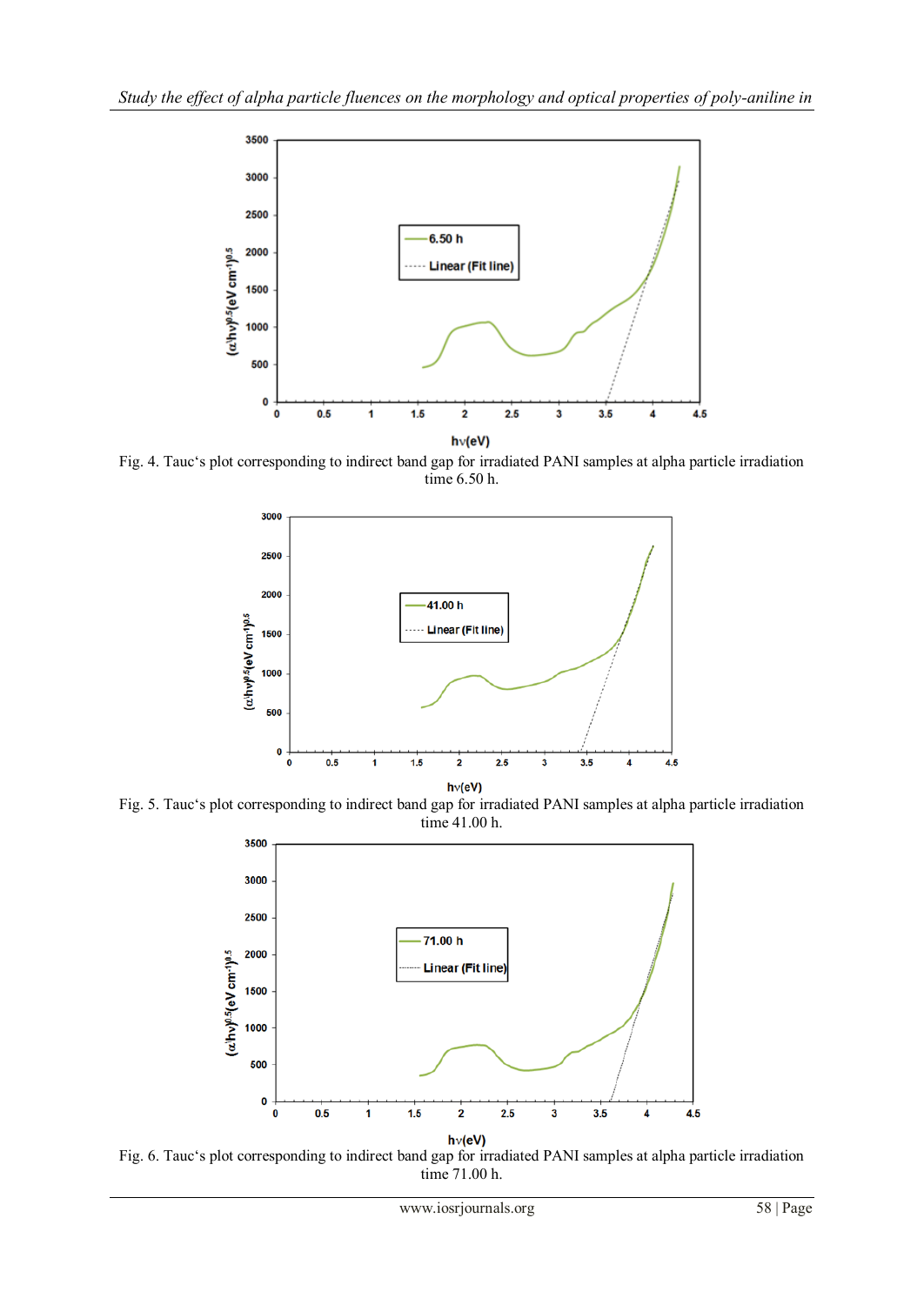Fig. 4. Tauc's plot corresponding to indirect band gap for irradiated PANI samples at alpha particle irradiation time 6.50 h.

Fig. 5. Tauc's plot corresponding to indirect band gap for irradiated PANI samples at alpha particle irradiation time 41.00 h.

Fig. 6. Tauc's plot corresponding to indirect band gap for irradiated PANI samples at alpha particle irradiation time 71.00 h.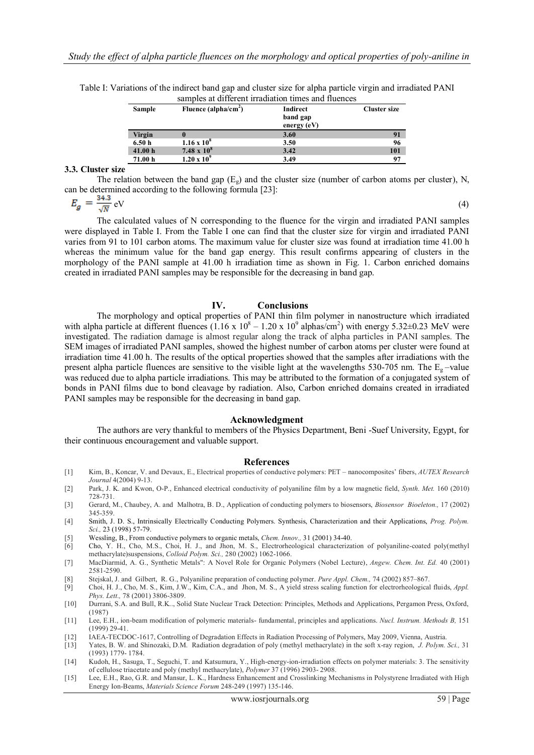Table I: Variations of the indirect band gap and cluster size for alpha particle virgin and irradiated PANI samples at different irradiation times and fluences

| Sample | Fluence (alpha/cm$^2$) | Indirect band gap energy (eV) | Cluster size |
|---|---|---|---|
| Virgin | 0 | 3.60 | 91 |
| 6.50 h | $1.16 \times 10^8$ | 3.50 | 96 |
| 41.00 h | $7.48 \times 10^8$ | 3.42 | 101 |
| 71.00 h | $1.20 \times 10^9$ | 3.49 | 97 |

### 3.3. Cluster size

The relation between the band gap ($E_g$) and the cluster size (number of carbon atoms per cluster), N, can be determined according to the following formula [23]:

$$E_g = \frac{34.3}{\sqrt{N}} \text{ eV} \quad (4)$$

The calculated values of N corresponding to the fluence for the virgin and irradiated PANI samples were displayed in Table I. From the Table I one can find that the cluster size for virgin and irradiated PANI varies from 91 to 101 carbon atoms. The maximum value for cluster size was found at irradiation time 41.00 h whereas the minimum value for the band gap energy. This result confirms appearing of clusters in the morphology of the PANI sample at 41.00 h irradiation time as shown in Fig. 1. Carbon enriched domains created in irradiated PANI samples may be responsible for the decreasing in band gap.

## IV. Conclusions

The morphology and optical properties of PANI thin film polymer in nanostructure which irradiated with alpha particle at different fluences ($1.16 \times 10^8$ – $1.20 \times 10^9$ alphas/cm$^2$) with energy 5.32±0.23 MeV were investigated. The radiation damage is almost regular along the track of alpha particles in PANI samples. The SEM images of irradiated PANI samples, showed the highest number of carbon atoms per cluster were found at irradiation time 41.00 h. The results of the optical properties showed that the samples after irradiations with the present alpha particle fluences are sensitive to the visible light at the wavelengths 530-705 nm. The $E_g$ –value was reduced due to alpha particle irradiations. This may be attributed to the formation of a conjugated system of bonds in PANI films due to bond cleavage by radiation. Also, Carbon enriched domains created in irradiated PANI samples may be responsible for the decreasing in band gap.

## Acknowledgment

The authors are very thankful to members of the Physics Department, Beni -Suef University, Egypt, for their continuous encouragement and valuable support.

## References

[1] Kim, B., Koncar, V. and Devaux, E., Electrical properties of conductive polymers: PET – nanocomposites' fibers, *AUTEX Research Journal* 4(2004) 9-13.

[2] Park, J. K. and Kwon, O-P., Enhanced electrical conductivity of polyaniline film by a low magnetic field, *Synth. Met.* 160 (2010) 728-731.

[3] Gerard, M., Chaubey, A. and Malhotra, B. D., Application of conducting polymers to biosensors, *Biosensor Bioeleton.,* 17 (2002) 345-359.

[4] Smith, J. D. S., Intrinsically Electrically Conducting Polymers. Synthesis, Characterization and their Applications, *Prog. Polym. Sci.,* 23 (1998) 57-79.

[5] Wessling, B., From conductive polymers to organic metals, *Chem. Innov.,* 31 (2001) 34-40.

[6] Cho, Y. H., Cho, M.S., Choi, H. J., and Jhon, M. S., Electrorheological characterization of polyaniline-coated poly(methyl methacrylate)suspensions, *Colloid Polym. Sci.,* 280 (2002) 1062-1066.

[7] MacDiarmid, A. G., Synthetic Metals": A Novel Role for Organic Polymers (Nobel Lecture), *Angew. Chem. Int. Ed.* 40 (2001) 2581-2590.

[8] Stejskal, J. and Gilbert, R. G., Polyaniline preparation of conducting polymer. *Pure Appl. Chem.,* 74 (2002) 857–867.

[9] Choi, H. J., Cho, M. S., Kim, J.W., Kim, C.A., and Jhon, M. S., A yield stress scaling function for electrorheological fluids, *Appl. Phys. Lett.,* 78 (2001) 3806-3809.

[10] Durrani, S.A. and Bull, R.K.., Solid State Nuclear Track Detection: Principles, Methods and Applications, Pergamon Press, Oxford, (1987)

[11] Lee, E.H., ion-beam modification of polymeric materials- fundamental, principles and applications. *Nucl. Instrum. Methods B,* 151 (1999) 29-41.

[12] IAEA-TECDOC-1617, Controlling of Degradation Effects in Radiation Processing of Polymers, May 2009, Vienna, Austria.

[13] Yates, B. W. and Shinozaki, D.M. Radiation degradation of poly (methyl methacrylate) in the soft x-ray region, *J. Polym. Sci.,* 31 (1993) 1779- 1784.

[14] Kudoh, H., Sasuga, T., Seguchi, T. and Katsumura, Y., High-energy-ion-irradiation effects on polymer materials: 3. The sensitivity of cellulose triacetate and poly (methyl methacrylate), *Polymer* 37 (1996) 2903- 2908.

[15] Lee, E.H., Rao, G.R. and Mansur, L. K., Hardness Enhancement and Crosslinking Mechanisms in Polystyrene Irradiated with High Energy Ion-Beams, *Materials Science Forum* 248-249 (1997) 135-146.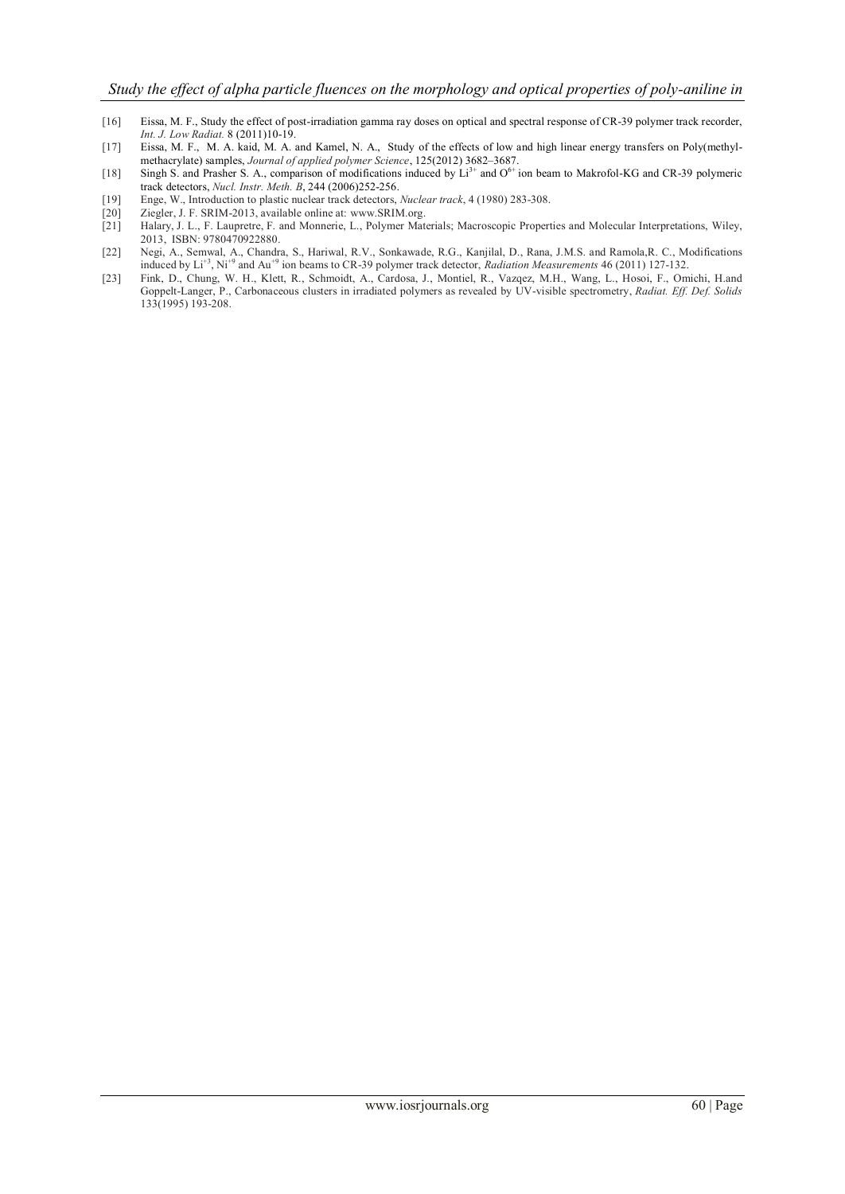[16] Eissa, M. F., Study the effect of post-irradiation gamma ray doses on optical and spectral response of CR-39 polymer track recorder, *Int. J. Low Radiat.* 8 (2011)10-19.

[17] Eissa, M. F., M. A. kaid, M. A. and Kamel, N. A., Study of the effects of low and high linear energy transfers on Poly(methyl-methacrylate) samples, *Journal of applied polymer Science*, 125(2012) 3682–3687.

[18] Singh S. and Prasher S. A., comparison of modifications induced by $Li^{3+}$ and $O^{6+}$ ion beam to Makrofol-KG and CR-39 polymeric track detectors, *Nucl. Instr. Meth. B*, 244 (2006)252-256.

[19] Enge, W., Introduction to plastic nuclear track detectors, *Nuclear track*, 4 (1980) 283-308.

[20] Ziegler, J. F. SRIM-2013, available online at: www.SRIM.org.

[21] Halary, J. L., F. Laupretre, F. and Monnerie, L., Polymer Materials; Macroscopic Properties and Molecular Interpretations, Wiley, 2013, ISBN: 9780470922880.

[22] Negi, A., Semwal, A., Chandra, S., Hariwal, R.V., Sonkawade, R.G., Kanjilal, D., Rana, J.M.S. and Ramola,R. C., Modifications induced by $Li^{+3}$, $Ni^{+9}$ and $Au^{+9}$ ion beams to CR-39 polymer track detector, *Radiation Measurements* 46 (2011) 127-132.

[23] Fink, D., Chung, W. H., Klett, R., Schmoidt, A., Cardosa, J., Montiel, R., Vazqez, M.H., Wang, L., Hosoi, F., Omichi, H.and Goppelt-Langer, P., Carbonaceous clusters in irradiated polymers as revealed by UV-visible spectrometry, *Radiat. Eff. Def. Solids* 133(1995) 193-208.